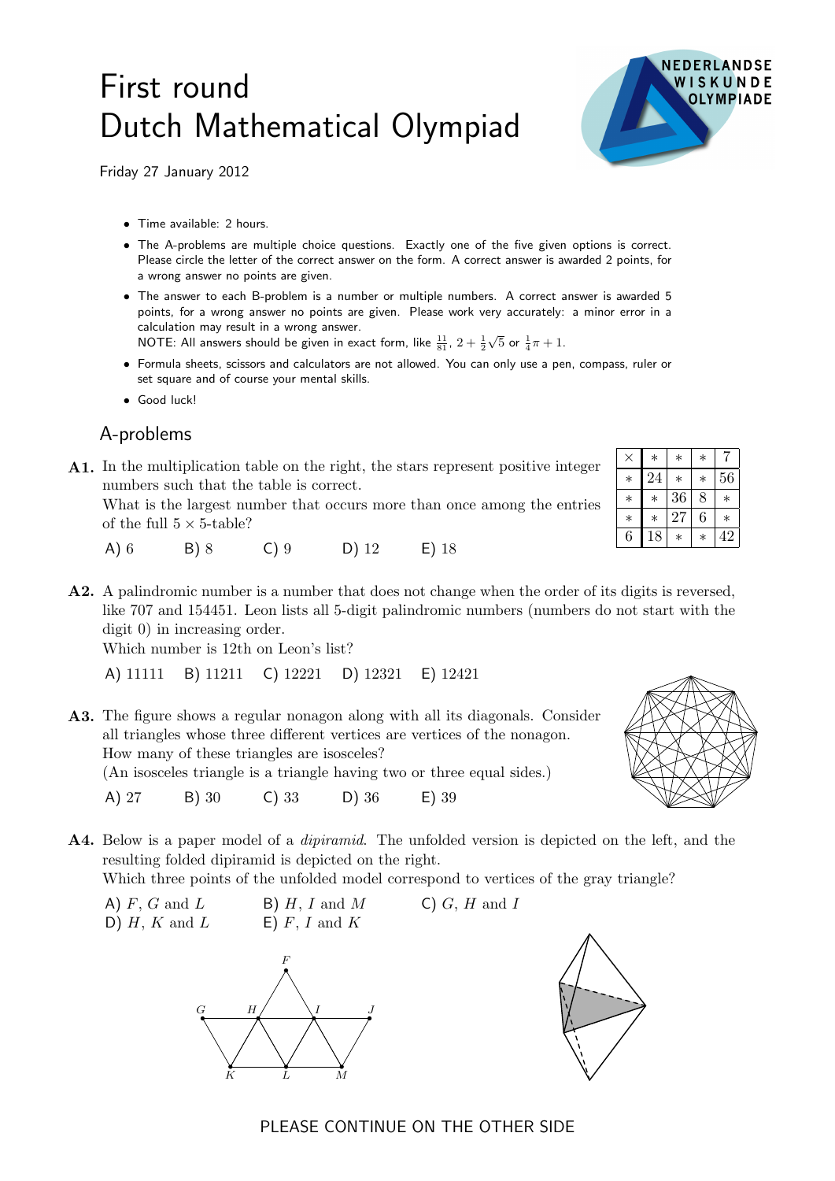# First round
# Dutch Mathematical Olympiad

Friday 27 January 2012

- Time available: 2 hours.
- The A-problems are multiple choice questions. Exactly one of the five given options is correct. Please circle the letter of the correct answer on the form. A correct answer is awarded 2 points, for a wrong answer no points are given.
- The answer to each B-problem is a number or multiple numbers. A correct answer is awarded 5 points, for a wrong answer no points are given. Please work very accurately: a minor error in a calculation may result in a wrong answer.
  NOTE: All answers should be given in exact form, like $\frac{11}{81}$, $2 + \frac{1}{2}\sqrt{5}$ or $\frac{1}{4}\pi + 1$.
- Formula sheets, scissors and calculators are not allowed. You can only use a pen, compass, ruler or set square and of course your mental skills.
- Good luck!

## A-problems

**A1.** In the multiplication table on the right, the stars represent positive integer numbers such that the table is correct.
What is the largest number that occurs more than once among the entries of the full $5 \times 5$-table?

| × | * | * | * | 7 |
|---|---|---|---|---|
| * | 24 | * | * | 56 |
| * | * | 36 | 8 | * |
| * | * | 27 | 6 | * |
| 6 | 18 | * | * | 42 |

A) 6 B) 8 C) 9 D) 12 E) 18

**A2.** A palindromic number is a number that does not change when the order of its digits is reversed, like 707 and 154451. Leon lists all 5-digit palindromic numbers (numbers do not start with the digit 0) in increasing order.
Which number is 12th on Leon's list?

A) 11111 B) 11211 C) 12221 D) 12321 E) 12421

**A3.** The figure shows a regular nonagon along with all its diagonals. Consider all triangles whose three different vertices are vertices of the nonagon.
How many of these triangles are isosceles?
(An isosceles triangle is a triangle having two or three equal sides.)

A) 27 B) 30 C) 33 D) 36 E) 39

**A4.** Below is a paper model of a *dipiramid*. The unfolded version is depicted on the left, and the resulting folded dipiramid is depicted on the right.
Which three points of the unfolded model correspond to vertices of the gray triangle?

A) $F$, $G$ and $L$ B) $H$, $I$ and $M$ C) $G$, $H$ and $I$
D) $H$, $K$ and $L$ E) $F$, $I$ and $K$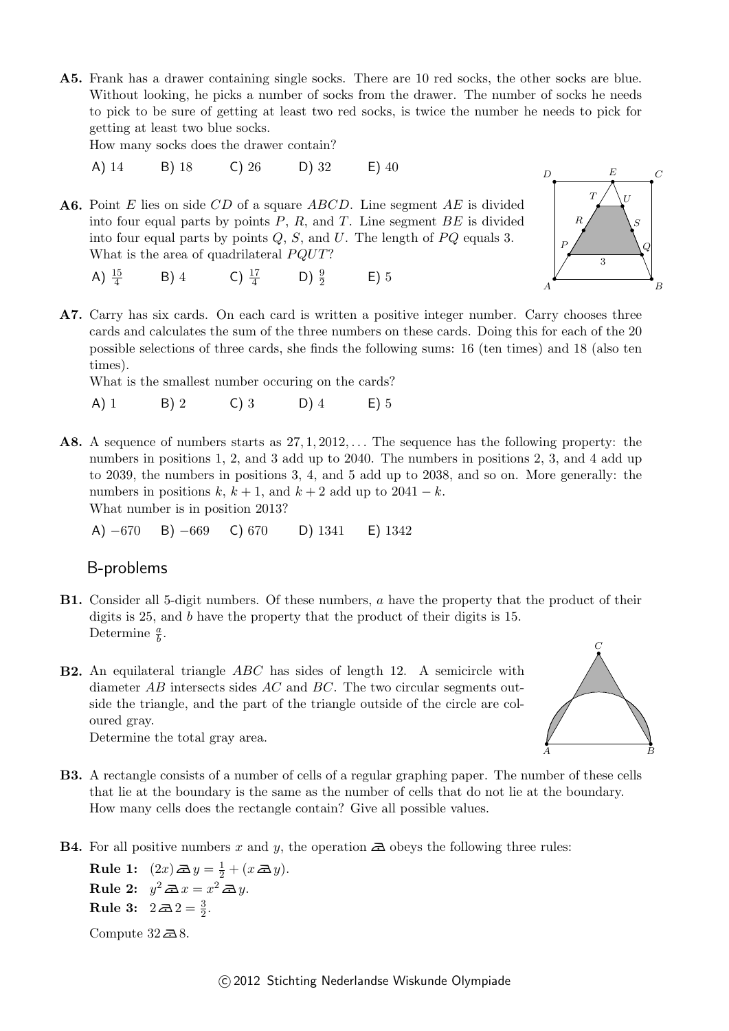**A5.** Frank has a drawer containing single socks. There are 10 red socks, the other socks are blue. Without looking, he picks a number of socks from the drawer. The number of socks he needs to pick to be sure of getting at least two red socks, is twice the number he needs to pick for getting at least two blue socks.

How many socks does the drawer contain?

A) 14 B) 18 C) 26 D) 32 E) 40

**A6.** Point $E$ lies on side $CD$ of a square $ABCD$. Line segment $AE$ is divided into four equal parts by points $P$, $R$, and $T$. Line segment $BE$ is divided into four equal parts by points $Q$, $S$, and $U$. The length of $PQ$ equals 3. What is the area of quadrilateral $PQUT$?

A) $\frac{15}{4}$ B) 4 C) $\frac{17}{4}$ D) $\frac{9}{2}$ E) 5

**A7.** Carry has six cards. On each card is written a positive integer number. Carry chooses three cards and calculates the sum of the three numbers on these cards. Doing this for each of the 20 possible selections of three cards, she finds the following sums: 16 (ten times) and 18 (also ten times).

What is the smallest number occuring on the cards?

A) 1 B) 2 C) 3 D) 4 E) 5

**A8.** A sequence of numbers starts as $27, 1, 2012, \ldots$ The sequence has the following property: the numbers in positions 1, 2, and 3 add up to 2040. The numbers in positions 2, 3, and 4 add up to 2039, the numbers in positions 3, 4, and 5 add up to 2038, and so on. More generally: the numbers in positions $k$, $k+1$, and $k+2$ add up to $2041-k$.

What number is in position 2013?

A) $-670$ B) $-669$ C) 670 D) 1341 E) 1342

## B-problems

**B1.** Consider all 5-digit numbers. Of these numbers, $a$ have the property that the product of their digits is 25, and $b$ have the property that the product of their digits is 15.

Determine $\frac{a}{b}$.

**B2.** An equilateral triangle $ABC$ has sides of length 12. A semicircle with diameter $AB$ intersects sides $AC$ and $BC$. The two circular segments outside the triangle, and the part of the triangle outside of the circle are coloured gray.

Determine the total gray area.

**B3.** A rectangle consists of a number of cells of a regular graphing paper. The number of these cells that lie at the boundary is the same as the number of cells that do not lie at the boundary.

How many cells does the rectangle contain? Give all possible values.

**B4.** For all positive numbers $x$ and $y$, the operation $\triangle$ obeys the following three rules:

**Rule 1:** $(2x) \triangle y = \frac{1}{2} + (x \triangle y)$.

**Rule 2:** $y^2 \triangle x = x^2 \triangle y$.

**Rule 3:** $2 \triangle 2 = \frac{3}{2}$.

Compute $32 \triangle 8$.

© 2012 Stichting Nederlandse Wiskunde Olympiade